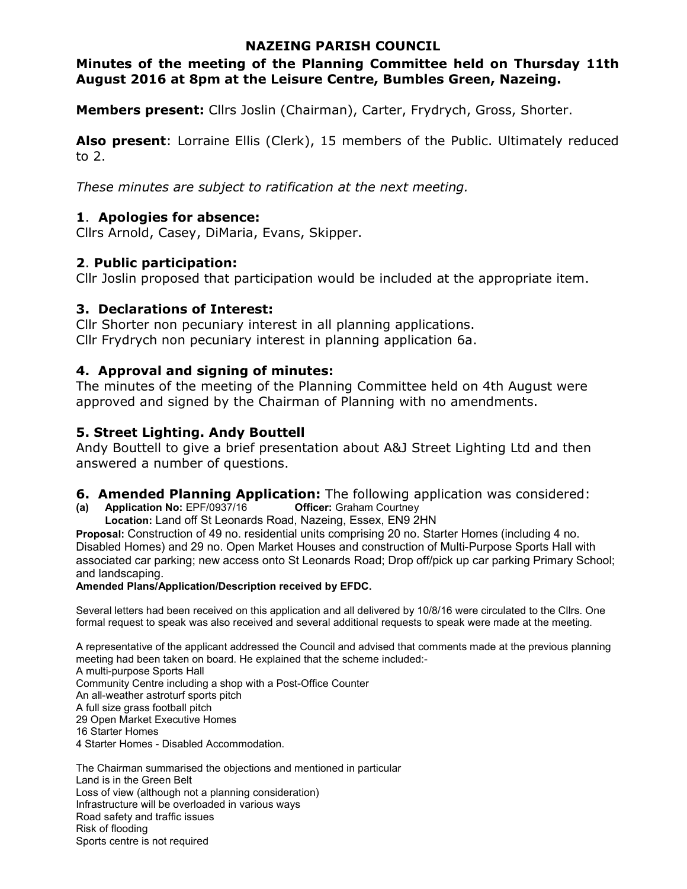# NAZEING PARISH COUNCIL

**Minutes of the meeting of the Planning Committee held on Thursday 11th August 2016 at 8pm at the Leisure Centre, Bumbles Green, Nazeing.**

**Members present:** Cllrs Joslin (Chairman), Carter, Frydrych, Gross, Shorter.

**Also present**: Lorraine Ellis (Clerk), 15 members of the Public. Ultimately reduced to 2.

*These minutes are subject to ratification at the next meeting.*

## 1. Apologies for absence:

Cllrs Arnold, Casey, DiMaria, Evans, Skipper.

## 2. Public participation:

Cllr Joslin proposed that participation would be included at the appropriate item.

## 3. Declarations of Interest:

Cllr Shorter non pecuniary interest in all planning applications.
Cllr Frydrych non pecuniary interest in planning application 6a.

## 4. Approval and signing of minutes:

The minutes of the meeting of the Planning Committee held on 4th August were approved and signed by the Chairman of Planning with no amendments.

## 5. Street Lighting. Andy Bouttell

Andy Bouttell to give a brief presentation about A&J Street Lighting Ltd and then answered a number of questions.

## 6. Amended Planning Application: The following application was considered:

**(a) Application No:** EPF/0937/16 **Officer:** Graham Courtney
**Location:** Land off St Leonards Road, Nazeing, Essex, EN9 2HN

**Proposal:** Construction of 49 no. residential units comprising 20 no. Starter Homes (including 4 no. Disabled Homes) and 29 no. Open Market Houses and construction of Multi-Purpose Sports Hall with associated car parking; new access onto St Leonards Road; Drop off/pick up car parking Primary School; and landscaping.

**Amended Plans/Application/Description received by EFDC.**

Several letters had been received on this application and all delivered by 10/8/16 were circulated to the Cllrs. One formal request to speak was also received and several additional requests to speak were made at the meeting.

A representative of the applicant addressed the Council and advised that comments made at the previous planning meeting had been taken on board. He explained that the scheme included:-
A multi-purpose Sports Hall
Community Centre including a shop with a Post-Office Counter
An all-weather astroturf sports pitch
A full size grass football pitch
29 Open Market Executive Homes
16 Starter Homes
4 Starter Homes - Disabled Accommodation.

The Chairman summarised the objections and mentioned in particular
Land is in the Green Belt
Loss of view (although not a planning consideration)
Infrastructure will be overloaded in various ways
Road safety and traffic issues
Risk of flooding
Sports centre is not required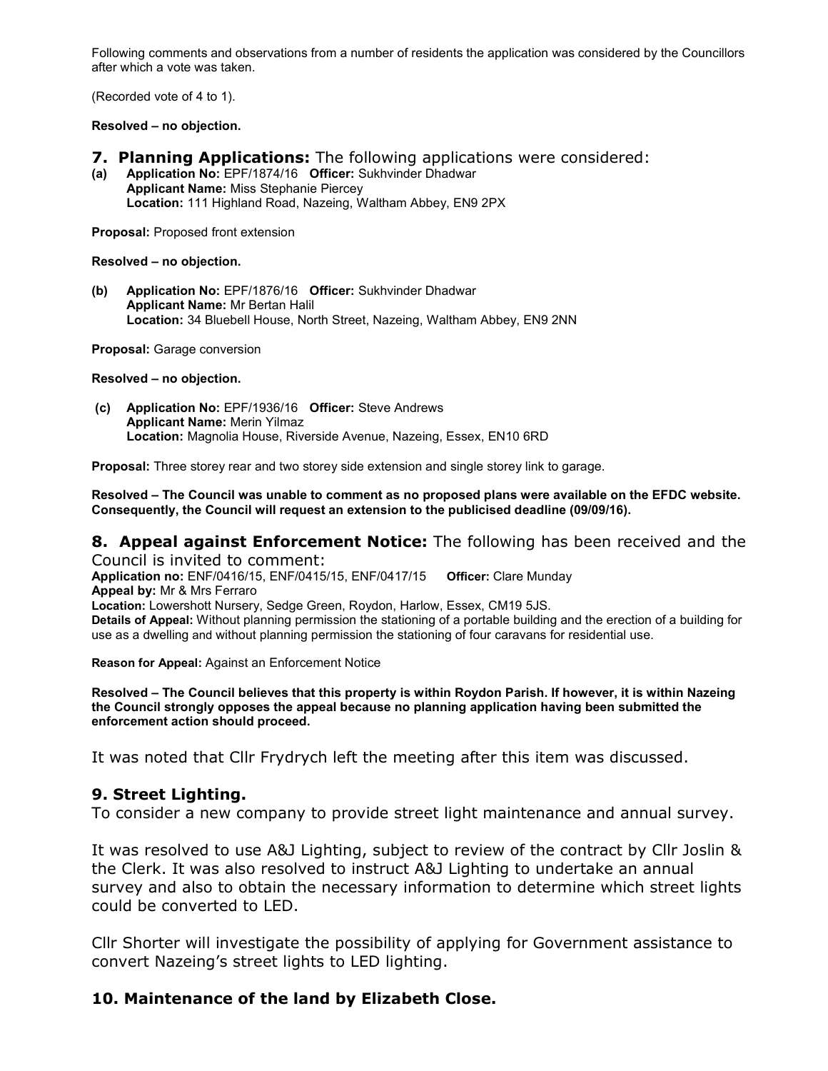Following comments and observations from a number of residents the application was considered by the Councillors after which a vote was taken.

(Recorded vote of 4 to 1).

**Resolved – no objection.**

## 7. Planning Applications: The following applications were considered:

**(a)** **Application No:** EPF/1874/16 **Officer:** Sukhvinder Dhadwar
**Applicant Name:** Miss Stephanie Piercey
**Location:** 111 Highland Road, Nazeing, Waltham Abbey, EN9 2PX

**Proposal:** Proposed front extension

**Resolved – no objection.**

**(b)** **Application No:** EPF/1876/16 **Officer:** Sukhvinder Dhadwar
**Applicant Name:** Mr Bertan Halil
**Location:** 34 Bluebell House, North Street, Nazeing, Waltham Abbey, EN9 2NN

**Proposal:** Garage conversion

**Resolved – no objection.**

**(c)** **Application No:** EPF/1936/16 **Officer:** Steve Andrews
**Applicant Name:** Merin Yilmaz
**Location:** Magnolia House, Riverside Avenue, Nazeing, Essex, EN10 6RD

**Proposal:** Three storey rear and two storey side extension and single storey link to garage.

**Resolved – The Council was unable to comment as no proposed plans were available on the EFDC website. Consequently, the Council will request an extension to the publicised deadline (09/09/16).**

## 8. Appeal against Enforcement Notice: The following has been received and the Council is invited to comment:

**Application no:** ENF/0416/15, ENF/0415/15, ENF/0417/15 **Officer:** Clare Munday
**Appeal by:** Mr & Mrs Ferraro
**Location:** Lowershott Nursery, Sedge Green, Roydon, Harlow, Essex, CM19 5JS.
**Details of Appeal:** Without planning permission the stationing of a portable building and the erection of a building for use as a dwelling and without planning permission the stationing of four caravans for residential use.

**Reason for Appeal:** Against an Enforcement Notice

**Resolved – The Council believes that this property is within Roydon Parish. If however, it is within Nazeing the Council strongly opposes the appeal because no planning application having been submitted the enforcement action should proceed.**

It was noted that Cllr Frydrych left the meeting after this item was discussed.

## 9. Street Lighting.

To consider a new company to provide street light maintenance and annual survey.

It was resolved to use A&J Lighting, subject to review of the contract by Cllr Joslin & the Clerk. It was also resolved to instruct A&J Lighting to undertake an annual survey and also to obtain the necessary information to determine which street lights could be converted to LED.

Cllr Shorter will investigate the possibility of applying for Government assistance to convert Nazeing's street lights to LED lighting.

## 10. Maintenance of the land by Elizabeth Close.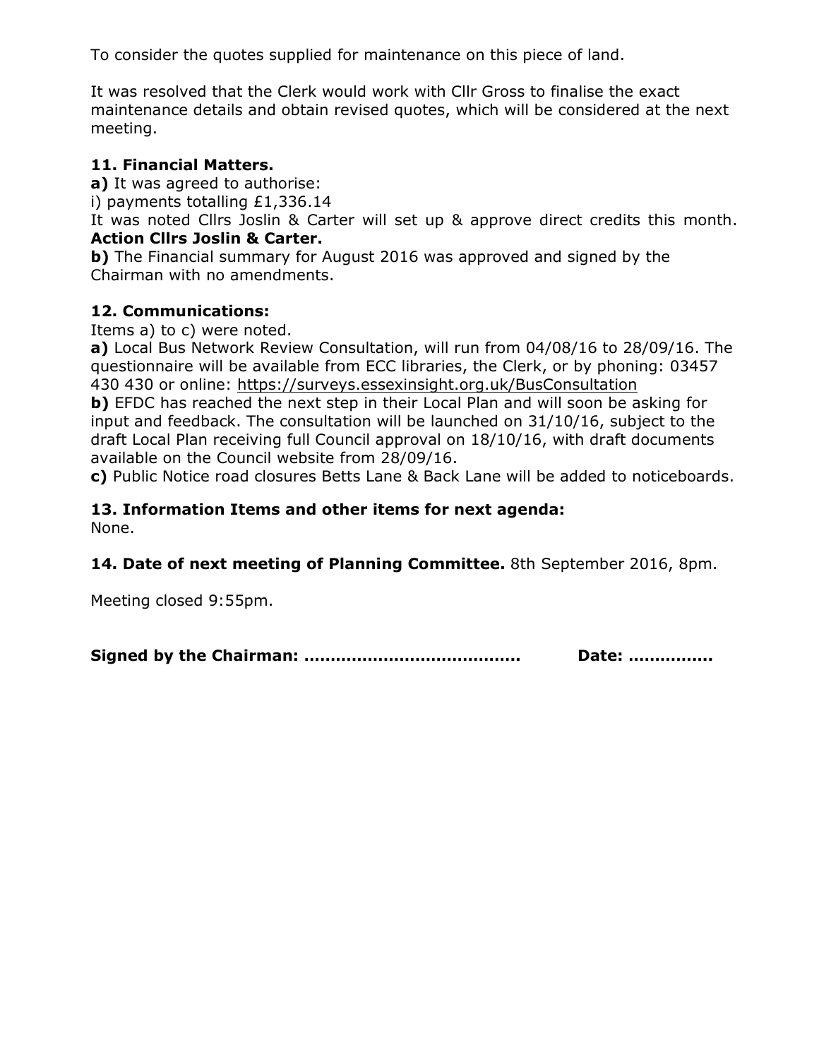To consider the quotes supplied for maintenance on this piece of land.

It was resolved that the Clerk would work with Cllr Gross to finalise the exact maintenance details and obtain revised quotes, which will be considered at the next meeting.

**11. Financial Matters.**

**a)** It was agreed to authorise:

i) payments totalling £1,336.14

It was noted Cllrs Joslin & Carter will set up & approve direct credits this month. **Action Cllrs Joslin & Carter.**

**b)** The Financial summary for August 2016 was approved and signed by the Chairman with no amendments.

**12. Communications:**

Items a) to c) were noted.

**a)** Local Bus Network Review Consultation, will run from 04/08/16 to 28/09/16. The questionnaire will be available from ECC libraries, the Clerk, or by phoning: 03457 430 430 or online: https://surveys.essexinsight.org.uk/BusConsultation

**b)** EFDC has reached the next step in their Local Plan and will soon be asking for input and feedback. The consultation will be launched on 31/10/16, subject to the draft Local Plan receiving full Council approval on 18/10/16, with draft documents available on the Council website from 28/09/16.

**c)** Public Notice road closures Betts Lane & Back Lane will be added to noticeboards.

**13. Information Items and other items for next agenda:**

None.

**14. Date of next meeting of Planning Committee.** 8th September 2016, 8pm.

Meeting closed 9:55pm.

**Signed by the Chairman: …………………………………. Date: …………….**